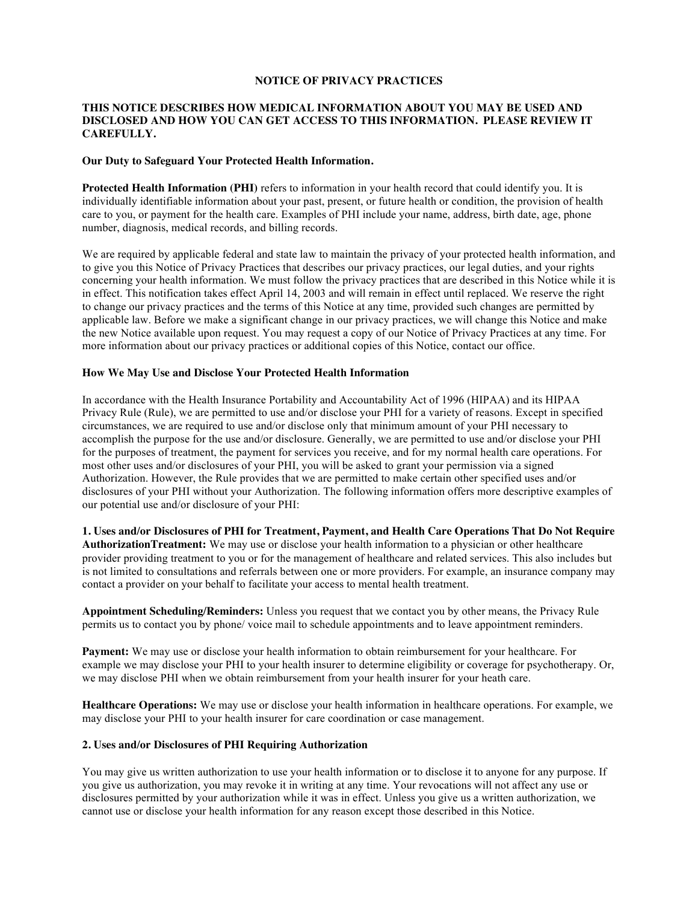# NOTICE OF PRIVACY PRACTICES

**THIS NOTICE DESCRIBES HOW MEDICAL INFORMATION ABOUT YOU MAY BE USED AND DISCLOSED AND HOW YOU CAN GET ACCESS TO THIS INFORMATION. PLEASE REVIEW IT CAREFULLY.**

**Our Duty to Safeguard Your Protected Health Information.**

**Protected Health Information (PHI)** refers to information in your health record that could identify you. It is individually identifiable information about your past, present, or future health or condition, the provision of health care to you, or payment for the health care. Examples of PHI include your name, address, birth date, age, phone number, diagnosis, medical records, and billing records.

We are required by applicable federal and state law to maintain the privacy of your protected health information, and to give you this Notice of Privacy Practices that describes our privacy practices, our legal duties, and your rights concerning your health information. We must follow the privacy practices that are described in this Notice while it is in effect. This notification takes effect April 14, 2003 and will remain in effect until replaced. We reserve the right to change our privacy practices and the terms of this Notice at any time, provided such changes are permitted by applicable law. Before we make a significant change in our privacy practices, we will change this Notice and make the new Notice available upon request. You may request a copy of our Notice of Privacy Practices at any time. For more information about our privacy practices or additional copies of this Notice, contact our office.

**How We May Use and Disclose Your Protected Health Information**

In accordance with the Health Insurance Portability and Accountability Act of 1996 (HIPAA) and its HIPAA Privacy Rule (Rule), we are permitted to use and/or disclose your PHI for a variety of reasons. Except in specified circumstances, we are required to use and/or disclose only that minimum amount of your PHI necessary to accomplish the purpose for the use and/or disclosure. Generally, we are permitted to use and/or disclose your PHI for the purposes of treatment, the payment for services you receive, and for my normal health care operations. For most other uses and/or disclosures of your PHI, you will be asked to grant your permission via a signed Authorization. However, the Rule provides that we are permitted to make certain other specified uses and/or disclosures of your PHI without your Authorization. The following information offers more descriptive examples of our potential use and/or disclosure of your PHI:

**1. Uses and/or Disclosures of PHI for Treatment, Payment, and Health Care Operations That Do Not Require AuthorizationTreatment:** We may use or disclose your health information to a physician or other healthcare provider providing treatment to you or for the management of healthcare and related services. This also includes but is not limited to consultations and referrals between one or more providers. For example, an insurance company may contact a provider on your behalf to facilitate your access to mental health treatment.

**Appointment Scheduling/Reminders:** Unless you request that we contact you by other means, the Privacy Rule permits us to contact you by phone/ voice mail to schedule appointments and to leave appointment reminders.

**Payment:** We may use or disclose your health information to obtain reimbursement for your healthcare. For example we may disclose your PHI to your health insurer to determine eligibility or coverage for psychotherapy. Or, we may disclose PHI when we obtain reimbursement from your health insurer for your heath care.

**Healthcare Operations:** We may use or disclose your health information in healthcare operations. For example, we may disclose your PHI to your health insurer for care coordination or case management.

**2. Uses and/or Disclosures of PHI Requiring Authorization**

You may give us written authorization to use your health information or to disclose it to anyone for any purpose. If you give us authorization, you may revoke it in writing at any time. Your revocations will not affect any use or disclosures permitted by your authorization while it was in effect. Unless you give us a written authorization, we cannot use or disclose your health information for any reason except those described in this Notice.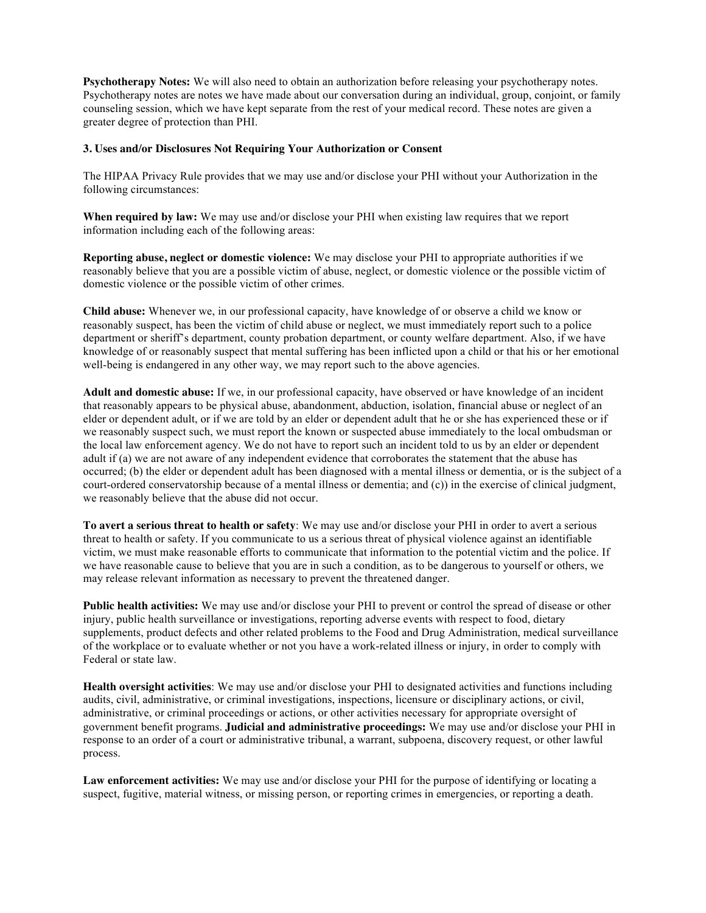**Psychotherapy Notes:** We will also need to obtain an authorization before releasing your psychotherapy notes. Psychotherapy notes are notes we have made about our conversation during an individual, group, conjoint, or family counseling session, which we have kept separate from the rest of your medical record. These notes are given a greater degree of protection than PHI.

### 3. Uses and/or Disclosures Not Requiring Your Authorization or Consent

The HIPAA Privacy Rule provides that we may use and/or disclose your PHI without your Authorization in the following circumstances:

**When required by law:** We may use and/or disclose your PHI when existing law requires that we report information including each of the following areas:

**Reporting abuse, neglect or domestic violence:** We may disclose your PHI to appropriate authorities if we reasonably believe that you are a possible victim of abuse, neglect, or domestic violence or the possible victim of domestic violence or the possible victim of other crimes.

**Child abuse:** Whenever we, in our professional capacity, have knowledge of or observe a child we know or reasonably suspect, has been the victim of child abuse or neglect, we must immediately report such to a police department or sheriff's department, county probation department, or county welfare department. Also, if we have knowledge of or reasonably suspect that mental suffering has been inflicted upon a child or that his or her emotional well-being is endangered in any other way, we may report such to the above agencies.

**Adult and domestic abuse:** If we, in our professional capacity, have observed or have knowledge of an incident that reasonably appears to be physical abuse, abandonment, abduction, isolation, financial abuse or neglect of an elder or dependent adult, or if we are told by an elder or dependent adult that he or she has experienced these or if we reasonably suspect such, we must report the known or suspected abuse immediately to the local ombudsman or the local law enforcement agency. We do not have to report such an incident told to us by an elder or dependent adult if (a) we are not aware of any independent evidence that corroborates the statement that the abuse has occurred; (b) the elder or dependent adult has been diagnosed with a mental illness or dementia, or is the subject of a court-ordered conservatorship because of a mental illness or dementia; and (c)) in the exercise of clinical judgment, we reasonably believe that the abuse did not occur.

**To avert a serious threat to health or safety**: We may use and/or disclose your PHI in order to avert a serious threat to health or safety. If you communicate to us a serious threat of physical violence against an identifiable victim, we must make reasonable efforts to communicate that information to the potential victim and the police. If we have reasonable cause to believe that you are in such a condition, as to be dangerous to yourself or others, we may release relevant information as necessary to prevent the threatened danger.

**Public health activities:** We may use and/or disclose your PHI to prevent or control the spread of disease or other injury, public health surveillance or investigations, reporting adverse events with respect to food, dietary supplements, product defects and other related problems to the Food and Drug Administration, medical surveillance of the workplace or to evaluate whether or not you have a work-related illness or injury, in order to comply with Federal or state law.

**Health oversight activities**: We may use and/or disclose your PHI to designated activities and functions including audits, civil, administrative, or criminal investigations, inspections, licensure or disciplinary actions, or civil, administrative, or criminal proceedings or actions, or other activities necessary for appropriate oversight of government benefit programs. **Judicial and administrative proceedings:** We may use and/or disclose your PHI in response to an order of a court or administrative tribunal, a warrant, subpoena, discovery request, or other lawful process.

**Law enforcement activities:** We may use and/or disclose your PHI for the purpose of identifying or locating a suspect, fugitive, material witness, or missing person, or reporting crimes in emergencies, or reporting a death.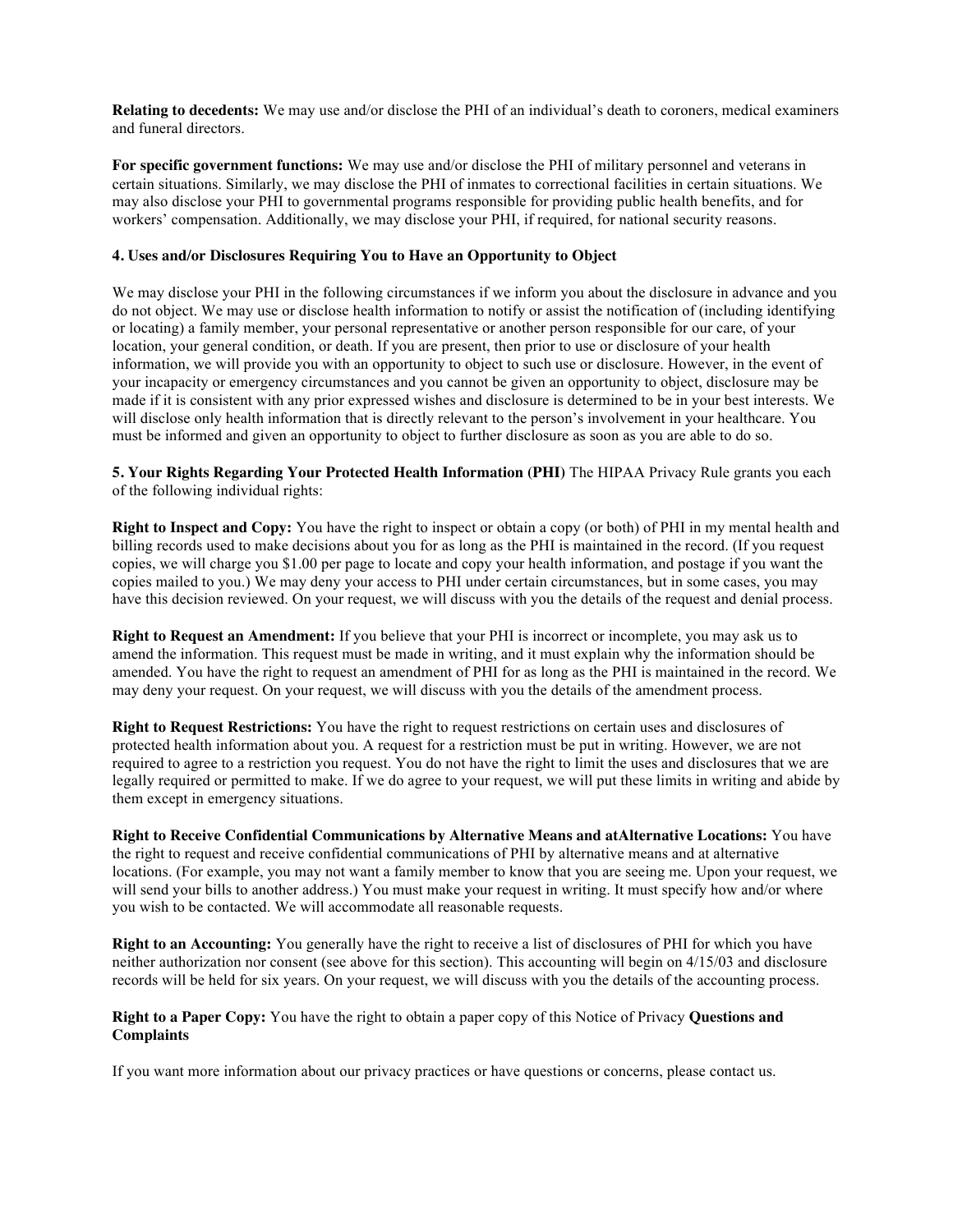**Relating to decedents:** We may use and/or disclose the PHI of an individual's death to coroners, medical examiners and funeral directors.

**For specific government functions:** We may use and/or disclose the PHI of military personnel and veterans in certain situations. Similarly, we may disclose the PHI of inmates to correctional facilities in certain situations. We may also disclose your PHI to governmental programs responsible for providing public health benefits, and for workers' compensation. Additionally, we may disclose your PHI, if required, for national security reasons.

**4. Uses and/or Disclosures Requiring You to Have an Opportunity to Object**

We may disclose your PHI in the following circumstances if we inform you about the disclosure in advance and you do not object. We may use or disclose health information to notify or assist the notification of (including identifying or locating) a family member, your personal representative or another person responsible for our care, of your location, your general condition, or death. If you are present, then prior to use or disclosure of your health information, we will provide you with an opportunity to object to such use or disclosure. However, in the event of your incapacity or emergency circumstances and you cannot be given an opportunity to object, disclosure may be made if it is consistent with any prior expressed wishes and disclosure is determined to be in your best interests. We will disclose only health information that is directly relevant to the person's involvement in your healthcare. You must be informed and given an opportunity to object to further disclosure as soon as you are able to do so.

**5. Your Rights Regarding Your Protected Health Information (PHI)** The HIPAA Privacy Rule grants you each of the following individual rights:

**Right to Inspect and Copy:** You have the right to inspect or obtain a copy (or both) of PHI in my mental health and billing records used to make decisions about you for as long as the PHI is maintained in the record. (If you request copies, we will charge you $1.00 per page to locate and copy your health information, and postage if you want the copies mailed to you.) We may deny your access to PHI under certain circumstances, but in some cases, you may have this decision reviewed. On your request, we will discuss with you the details of the request and denial process.

**Right to Request an Amendment:** If you believe that your PHI is incorrect or incomplete, you may ask us to amend the information. This request must be made in writing, and it must explain why the information should be amended. You have the right to request an amendment of PHI for as long as the PHI is maintained in the record. We may deny your request. On your request, we will discuss with you the details of the amendment process.

**Right to Request Restrictions:** You have the right to request restrictions on certain uses and disclosures of protected health information about you. A request for a restriction must be put in writing. However, we are not required to agree to a restriction you request. You do not have the right to limit the uses and disclosures that we are legally required or permitted to make. If we do agree to your request, we will put these limits in writing and abide by them except in emergency situations.

**Right to Receive Confidential Communications by Alternative Means and atAlternative Locations:** You have the right to request and receive confidential communications of PHI by alternative means and at alternative locations. (For example, you may not want a family member to know that you are seeing me. Upon your request, we will send your bills to another address.) You must make your request in writing. It must specify how and/or where you wish to be contacted. We will accommodate all reasonable requests.

**Right to an Accounting:** You generally have the right to receive a list of disclosures of PHI for which you have neither authorization nor consent (see above for this section). This accounting will begin on 4/15/03 and disclosure records will be held for six years. On your request, we will discuss with you the details of the accounting process.

**Right to a Paper Copy:** You have the right to obtain a paper copy of this Notice of Privacy **Questions and Complaints**

If you want more information about our privacy practices or have questions or concerns, please contact us.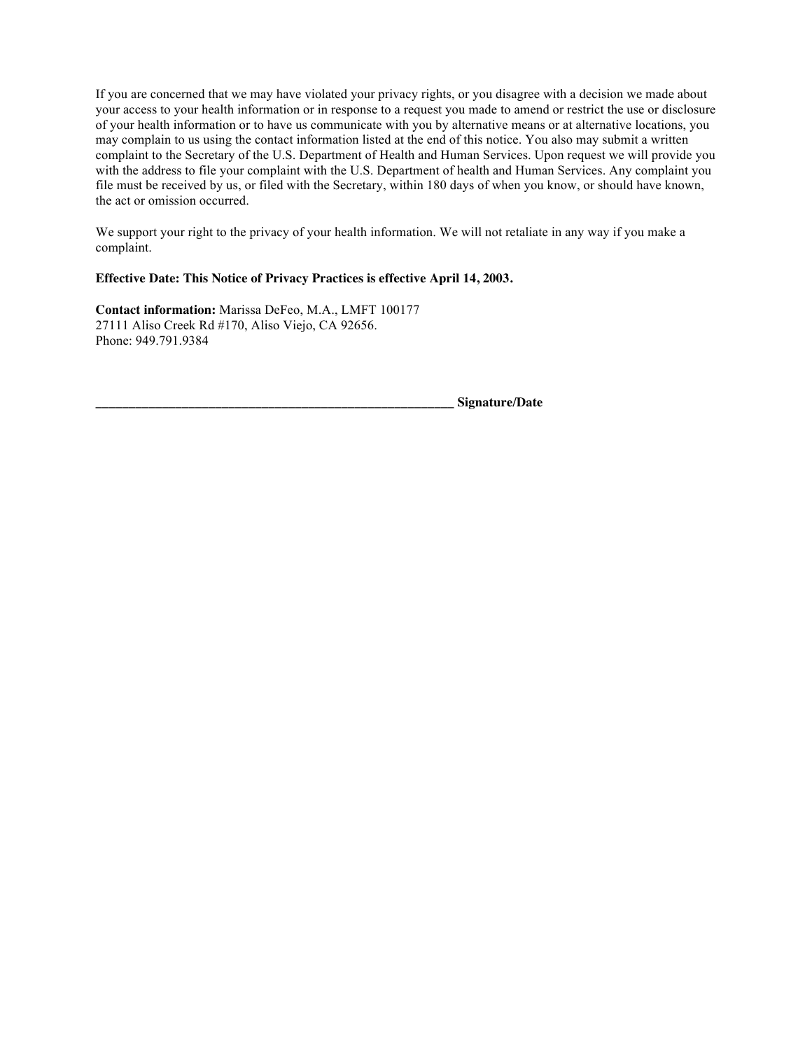If you are concerned that we may have violated your privacy rights, or you disagree with a decision we made about your access to your health information or in response to a request you made to amend or restrict the use or disclosure of your health information or to have us communicate with you by alternative means or at alternative locations, you may complain to us using the contact information listed at the end of this notice. You also may submit a written complaint to the Secretary of the U.S. Department of Health and Human Services. Upon request we will provide you with the address to file your complaint with the U.S. Department of health and Human Services. Any complaint you file must be received by us, or filed with the Secretary, within 180 days of when you know, or should have known, the act or omission occurred.

We support your right to the privacy of your health information. We will not retaliate in any way if you make a complaint.

**Effective Date: This Notice of Privacy Practices is effective April 14, 2003.**

**Contact information:** Marissa DeFeo, M.A., LMFT 100177
27111 Aliso Creek Rd #170, Aliso Viejo, CA 92656.
Phone: 949.791.9384

**_________________________________________________________ Signature/Date**